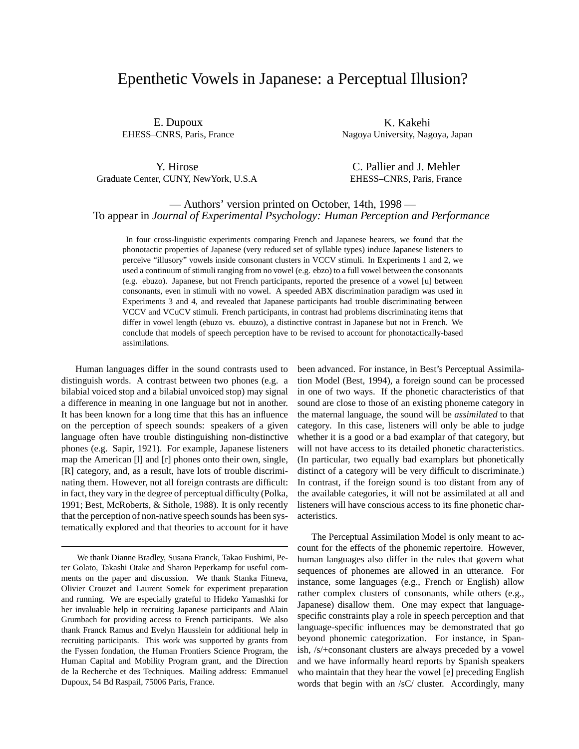# Epenthetic Vowels in Japanese: a Perceptual Illusion?

E. Dupoux
EHESS–CNRS, Paris, France

K. Kakehi
Nagoya University, Nagoya, Japan

Y. Hirose
Graduate Center, CUNY, NewYork, U.S.A

C. Pallier and J. Mehler
EHESS–CNRS, Paris, France

— Authors' version printed on October, 14th, 1998 —
To appear in *Journal of Experimental Psychology: Human Perception and Performance*

In four cross-linguistic experiments comparing French and Japanese hearers, we found that the phonotactic properties of Japanese (very reduced set of syllable types) induce Japanese listeners to perceive "illusory" vowels inside consonant clusters in VCCV stimuli. In Experiments 1 and 2, we used a continuum of stimuli ranging from no vowel (e.g. ebzo) to a full vowel between the consonants (e.g. ebuzo). Japanese, but not French participants, reported the presence of a vowel [u] between consonants, even in stimuli with no vowel. A speeded ABX discrimination paradigm was used in Experiments 3 and 4, and revealed that Japanese participants had trouble discriminating between VCCV and VCuCV stimuli. French participants, in contrast had problems discriminating items that differ in vowel length (ebuzo vs. ebuuzo), a distinctive contrast in Japanese but not in French. We conclude that models of speech perception have to be revised to account for phonotactically-based assimilations.

Human languages differ in the sound contrasts used to distinguish words. A contrast between two phones (e.g. a bilabial voiced stop and a bilabial unvoiced stop) may signal a difference in meaning in one language but not in another. It has been known for a long time that this has an influence on the perception of speech sounds: speakers of a given language often have trouble distinguishing non-distinctive phones (e.g. Sapir, 1921). For example, Japanese listeners map the American [l] and [r] phones onto their own, single, [R] category, and, as a result, have lots of trouble discriminating them. However, not all foreign contrasts are difficult: in fact, they vary in the degree of perceptual difficulty (Polka, 1991; Best, McRoberts, & Sithole, 1988). It is only recently that the perception of non-native speech sounds has been systematically explored and that theories to account for it have been advanced. For instance, in Best's Perceptual Assimilation Model (Best, 1994), a foreign sound can be processed in one of two ways. If the phonetic characteristics of that sound are close to those of an existing phoneme category in the maternal language, the sound will be *assimilated* to that category. In this case, listeners will only be able to judge whether it is a good or a bad examplar of that category, but will not have access to its detailed phonetic characteristics. (In particular, two equally bad examplars but phonetically distinct of a category will be very difficult to discriminate.) In contrast, if the foreign sound is too distant from any of the available categories, it will not be assimilated at all and listeners will have conscious access to its fine phonetic characteristics.

The Perceptual Assimilation Model is only meant to account for the effects of the phonemic repertoire. However, human languages also differ in the rules that govern what sequences of phonemes are allowed in an utterance. For instance, some languages (e.g., French or English) allow rather complex clusters of consonants, while others (e.g., Japanese) disallow them. One may expect that language-specific constraints play a role in speech perception and that language-specific influences may be demonstrated that go beyond phonemic categorization. For instance, in Spanish, /s/+consonant clusters are always preceded by a vowel and we have informally heard reports by Spanish speakers who maintain that they hear the vowel [e] preceding English words that begin with an /sC/ cluster. Accordingly, many

---

We thank Dianne Bradley, Susana Franck, Takao Fushimi, Peter Golato, Takashi Otake and Sharon Peperkamp for useful comments on the paper and discussion. We thank Stanka Fitneva, Olivier Crouzet and Laurent Somek for experiment preparation and running. We are especially grateful to Hideko Yamashki for her invaluable help in recruiting Japanese participants and Alain Grumbach for providing access to French participants. We also thank Franck Ramus and Evelyn Hausslein for additional help in recruiting participants. This work was supported by grants from the Fyssen fondation, the Human Frontiers Science Program, the Human Capital and Mobility Program grant, and the Direction de la Recherche et des Techniques. Mailing address: Emmanuel Dupoux, 54 Bd Raspail, 75006 Paris, France.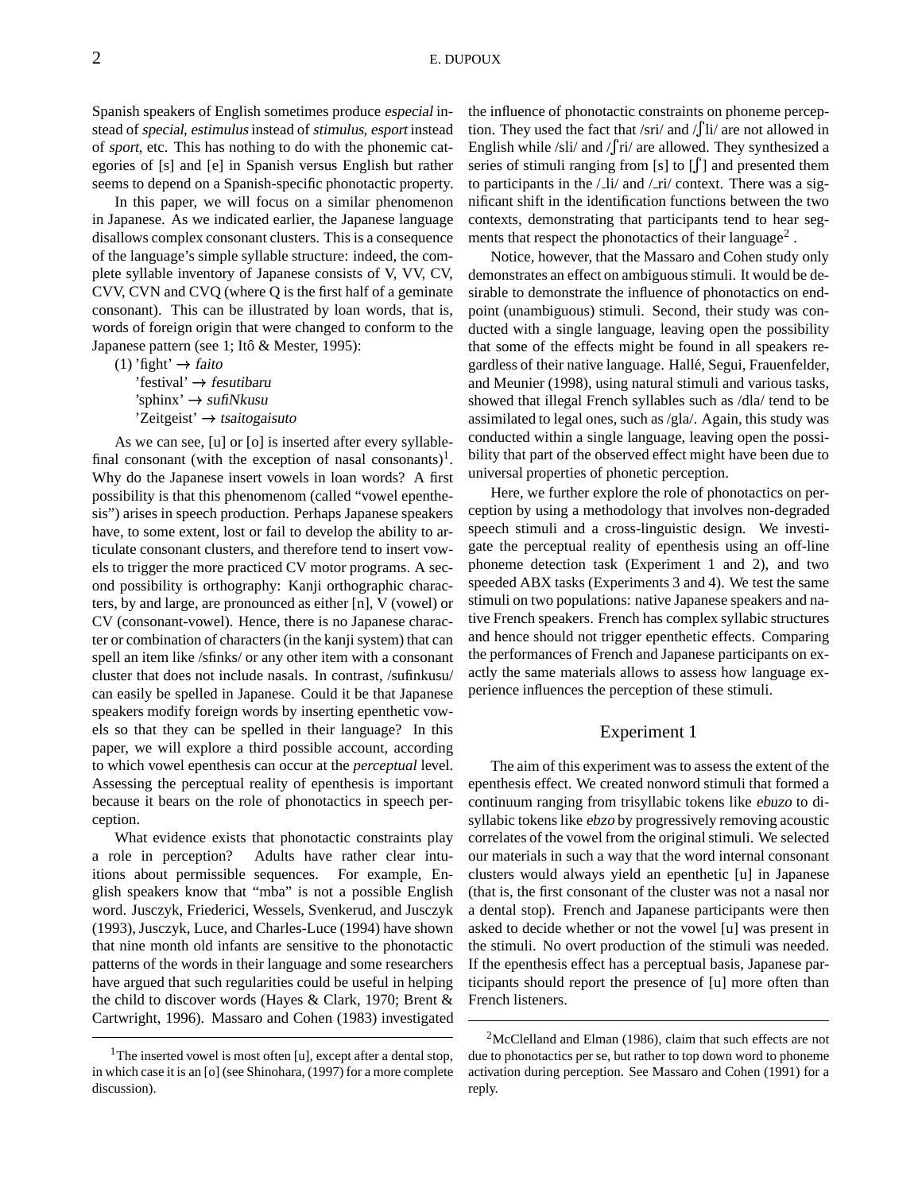Spanish speakers of English sometimes produce *especial* instead of *special*, *estimulus* instead of *stimulus*, *esport* instead of *sport*, etc. This has nothing to do with the phonemic categories of [s] and [e] in Spanish versus English but rather seems to depend on a Spanish-specific phonotactic property.

In this paper, we will focus on a similar phenomenon in Japanese. As we indicated earlier, the Japanese language disallows complex consonant clusters. This is a consequence of the language's simple syllable structure: indeed, the complete syllable inventory of Japanese consists of V, VV, CV, CVV, CVN and CVQ (where Q is the first half of a geminate consonant). This can be illustrated by loan words, that is, words of foreign origin that were changed to conform to the Japanese pattern (see 1; Itô & Mester, 1995):

(1) 'fight' → *faito*
'festival' → *fesutibaru*
'sphinx' → *sufiNkusu*
'Zeitgeist' → *tsaitogaisuto*

As we can see, [u] or [o] is inserted after every syllable-final consonant (with the exception of nasal consonants)[1]. Why do the Japanese insert vowels in loan words? A first possibility is that this phenomenom (called "vowel epenthesis") arises in speech production. Perhaps Japanese speakers have, to some extent, lost or fail to develop the ability to articulate consonant clusters, and therefore tend to insert vowels to trigger the more practiced CV motor programs. A second possibility is orthography: Kanji orthographic characters, by and large, are pronounced as either [n], V (vowel) or CV (consonant-vowel). Hence, there is no Japanese character or combination of characters (in the kanji system) that can spell an item like /sfinks/ or any other item with a consonant cluster that does not include nasals. In contrast, /sufinkusu/ can easily be spelled in Japanese. Could it be that Japanese speakers modify foreign words by inserting epenthetic vowels so that they can be spelled in their language? In this paper, we will explore a third possible account, according to which vowel epenthesis can occur at the *perceptual* level. Assessing the perceptual reality of epenthesis is important because it bears on the role of phonotactics in speech perception.

What evidence exists that phonotactic constraints play a role in perception? Adults have rather clear intuitions about permissible sequences. For example, English speakers know that "mba" is not a possible English word. Jusczyk, Friederici, Wessels, Svenkerud, and Jusczyk (1993), Jusczyk, Luce, and Charles-Luce (1994) have shown that nine month old infants are sensitive to the phonotactic patterns of the words in their language and some researchers have argued that such regularities could be useful in helping the child to discover words (Hayes & Clark, 1970; Brent & Cartwright, 1996). Massaro and Cohen (1983) investigated the influence of phonotactic constraints on phoneme perception. They used the fact that /sri/ and /ʃli/ are not allowed in English while /sli/ and /ʃri/ are allowed. They synthesized a series of stimuli ranging from [s] to [ʃ] and presented them to participants in the /_li/ and /_ri/ context. There was a significant shift in the identification functions between the two contexts, demonstrating that participants tend to hear segments that respect the phonotactics of their language[2].

Notice, however, that the Massaro and Cohen study only demonstrates an effect on ambiguous stimuli. It would be desirable to demonstrate the influence of phonotactics on endpoint (unambiguous) stimuli. Second, their study was conducted with a single language, leaving open the possibility that some of the effects might be found in all speakers regardless of their native language. Hallé, Segui, Frauenfelder, and Meunier (1998), using natural stimuli and various tasks, showed that illegal French syllables such as /dla/ tend to be assimilated to legal ones, such as /gla/. Again, this study was conducted within a single language, leaving open the possibility that part of the observed effect might have been due to universal properties of phonetic perception.

Here, we further explore the role of phonotactics on perception by using a methodology that involves non-degraded speech stimuli and a cross-linguistic design. We investigate the perceptual reality of epenthesis using an off-line phoneme detection task (Experiment 1 and 2), and two speeded ABX tasks (Experiments 3 and 4). We test the same stimuli on two populations: native Japanese speakers and native French speakers. French has complex syllabic structures and hence should not trigger epenthetic effects. Comparing the performances of French and Japanese participants on exactly the same materials allows to assess how language experience influences the perception of these stimuli.

## Experiment 1

The aim of this experiment was to assess the extent of the epenthesis effect. We created nonword stimuli that formed a continuum ranging from trisyllabic tokens like *ebuzo* to disyllabic tokens like *ebzo* by progressively removing acoustic correlates of the vowel from the original stimuli. We selected our materials in such a way that the word internal consonant clusters would always yield an epenthetic [u] in Japanese (that is, the first consonant of the cluster was not a nasal nor a dental stop). French and Japanese participants were then asked to decide whether or not the vowel [u] was present in the stimuli. No overt production of the stimuli was needed. If the epenthesis effect has a perceptual basis, Japanese participants should report the presence of [u] more often than French listeners.

---

[1] The inserted vowel is most often [u], except after a dental stop, in which case it is an [o] (see Shinohara, (1997) for a more complete discussion).

[2] McClelland and Elman (1986), claim that such effects are not due to phonotactics per se, but rather to top down word to phoneme activation during perception. See Massaro and Cohen (1991) for a reply.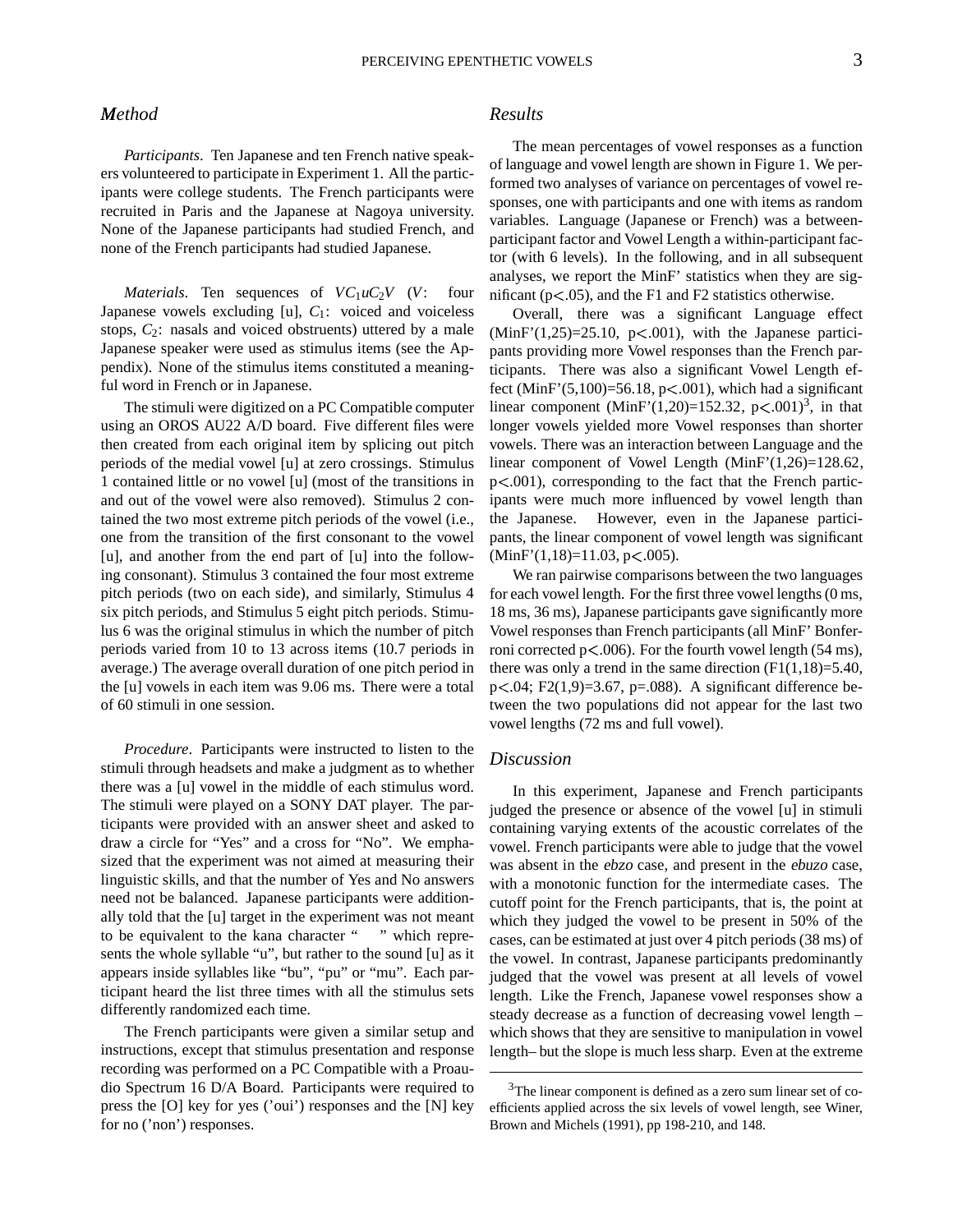## Method

*Participants*. Ten Japanese and ten French native speakers volunteered to participate in Experiment 1. All the participants were college students. The French participants were recruited in Paris and the Japanese at Nagoya university. None of the Japanese participants had studied French, and none of the French participants had studied Japanese.

*Materials*. Ten sequences of $VC_1uC_2V$ ($V$: four Japanese vowels excluding [u], $C_1$: voiced and voiceless stops, $C_2$: nasals and voiced obstruents) uttered by a male Japanese speaker were used as stimulus items (see the Appendix). None of the stimulus items constituted a meaningful word in French or in Japanese.

The stimuli were digitized on a PC Compatible computer using an OROS AU22 A/D board. Five different files were then created from each original item by splicing out pitch periods of the medial vowel [u] at zero crossings. Stimulus 1 contained little or no vowel [u] (most of the transitions in and out of the vowel were also removed). Stimulus 2 contained the two most extreme pitch periods of the vowel (i.e., one from the transition of the first consonant to the vowel [u], and another from the end part of [u] into the following consonant). Stimulus 3 contained the four most extreme pitch periods (two on each side), and similarly, Stimulus 4 six pitch periods, and Stimulus 5 eight pitch periods. Stimulus 6 was the original stimulus in which the number of pitch periods varied from 10 to 13 across items (10.7 periods in average.) The average overall duration of one pitch period in the [u] vowels in each item was 9.06 ms. There were a total of 60 stimuli in one session.

*Procedure*. Participants were instructed to listen to the stimuli through headsets and make a judgment as to whether there was a [u] vowel in the middle of each stimulus word. The stimuli were played on a SONY DAT player. The participants were provided with an answer sheet and asked to draw a circle for "Yes" and a cross for "No". We emphasized that the experiment was not aimed at measuring their linguistic skills, and that the number of Yes and No answers need not be balanced. Japanese participants were additionally told that the [u] target in the experiment was not meant to be equivalent to the kana character " " which represents the whole syllable "u", but rather to the sound [u] as it appears inside syllables like "bu", "pu" or "mu". Each participant heard the list three times with all the stimulus sets differently randomized each time.

The French participants were given a similar setup and instructions, except that stimulus presentation and response recording was performed on a PC Compatible with a Proaudio Spectrum 16 D/A Board. Participants were required to press the [O] key for yes ('oui') responses and the [N] key for no ('non') responses.

## Results

The mean percentages of vowel responses as a function of language and vowel length are shown in Figure 1. We performed two analyses of variance on percentages of vowel responses, one with participants and one with items as random variables. Language (Japanese or French) was a between-participant factor and Vowel Length a within-participant factor (with 6 levels). In the following, and in all subsequent analyses, we report the MinF' statistics when they are significant ($p<.05$), and the F1 and F2 statistics otherwise.

Overall, there was a significant Language effect (MinF'(1,25)=25.10, $p<.001$), with the Japanese participants providing more Vowel responses than the French participants. There was also a significant Vowel Length effect (MinF'(5,100)=56.18, $p<.001$), which had a significant linear component (MinF'(1,20)=152.32, $p<.001$)[3], in that longer vowels yielded more Vowel responses than shorter vowels. There was an interaction between Language and the linear component of Vowel Length (MinF'(1,26)=128.62, $p<.001$), corresponding to the fact that the French participants were much more influenced by vowel length than the Japanese. However, even in the Japanese participants, the linear component of vowel length was significant (MinF'(1,18)=11.03, $p<.005$).

We ran pairwise comparisons between the two languages for each vowel length. For the first three vowel lengths (0 ms, 18 ms, 36 ms), Japanese participants gave significantly more Vowel responses than French participants (all MinF' Bonferroni corrected $p<.006$). For the fourth vowel length (54 ms), there was only a trend in the same direction (F1(1,18)=5.40, $p<.04$; F2(1,9)=3.67, $p=.088$). A significant difference between the two populations did not appear for the last two vowel lengths (72 ms and full vowel).

## Discussion

In this experiment, Japanese and French participants judged the presence or absence of the vowel [u] in stimuli containing varying extents of the acoustic correlates of the vowel. French participants were able to judge that the vowel was absent in the *ebzo* case, and present in the *ebuzo* case, with a monotonic function for the intermediate cases. The cutoff point for the French participants, that is, the point at which they judged the vowel to be present in 50% of the cases, can be estimated at just over 4 pitch periods (38 ms) of the vowel. In contrast, Japanese participants predominantly judged that the vowel was present at all levels of vowel length. Like the French, Japanese vowel responses show a steady decrease as a function of decreasing vowel length – which shows that they are sensitive to manipulation in vowel length– but the slope is much less sharp. Even at the extreme

---

[3] The linear component is defined as a zero sum linear set of coefficients applied across the six levels of vowel length, see Winer, Brown and Michels (1991), pp 198-210, and 148.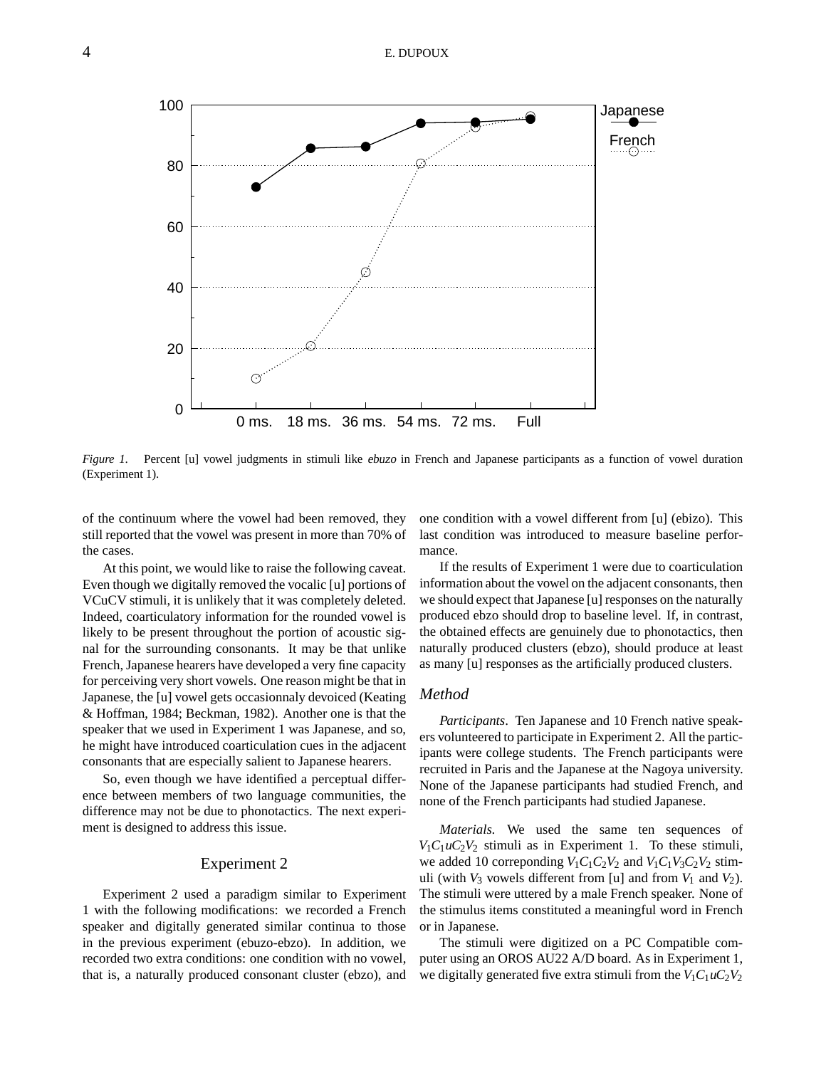*Figure 1.* Percent [u] vowel judgments in stimuli like *ebuzo* in French and Japanese participants as a function of vowel duration (Experiment 1).

of the continuum where the vowel had been removed, they still reported that the vowel was present in more than 70% of the cases.

At this point, we would like to raise the following caveat. Even though we digitally removed the vocalic [u] portions of VCuCV stimuli, it is unlikely that it was completely deleted. Indeed, coarticulatory information for the rounded vowel is likely to be present throughout the portion of acoustic signal for the surrounding consonants. It may be that unlike French, Japanese hearers have developed a very fine capacity for perceiving very short vowels. One reason might be that in Japanese, the [u] vowel gets occasionnaly devoiced (Keating & Hoffman, 1984; Beckman, 1982). Another one is that the speaker that we used in Experiment 1 was Japanese, and so, he might have introduced coarticulation cues in the adjacent consonants that are especially salient to Japanese hearers.

So, even though we have identified a perceptual difference between members of two language communities, the difference may not be due to phonotactics. The next experiment is designed to address this issue.

## Experiment 2

Experiment 2 used a paradigm similar to Experiment 1 with the following modifications: we recorded a French speaker and digitally generated similar continua to those in the previous experiment (ebuzo-ebzo). In addition, we recorded two extra conditions: one condition with no vowel, that is, a naturally produced consonant cluster (ebzo), and one condition with a vowel different from [u] (ebizo). This last condition was introduced to measure baseline performance.

If the results of Experiment 1 were due to coarticulation information about the vowel on the adjacent consonants, then we should expect that Japanese [u] responses on the naturally produced ebzo should drop to baseline level. If, in contrast, the obtained effects are genuinely due to phonotactics, then naturally produced clusters (ebzo), should produce at least as many [u] responses as the artificially produced clusters.

### Method

*Participants*. Ten Japanese and 10 French native speakers volunteered to participate in Experiment 2. All the participants were college students. The French participants were recruited in Paris and the Japanese at the Nagoya university. None of the Japanese participants had studied French, and none of the French participants had studied Japanese.

*Materials.* We used the same ten sequences of $V_1C_1uC_2V_2$ stimuli as in Experiment 1. To these stimuli, we added 10 correponding $V_1C_1C_2V_2$ and $V_1C_1V_3C_2V_2$ stimuli (with $V_3$ vowels different from [u] and from $V_1$ and $V_2$). The stimuli were uttered by a male French speaker. None of the stimulus items constituted a meaningful word in French or in Japanese.

The stimuli were digitized on a PC Compatible computer using an OROS AU22 A/D board. As in Experiment 1, we digitally generated five extra stimuli from the $V_1C_1uC_2V_2$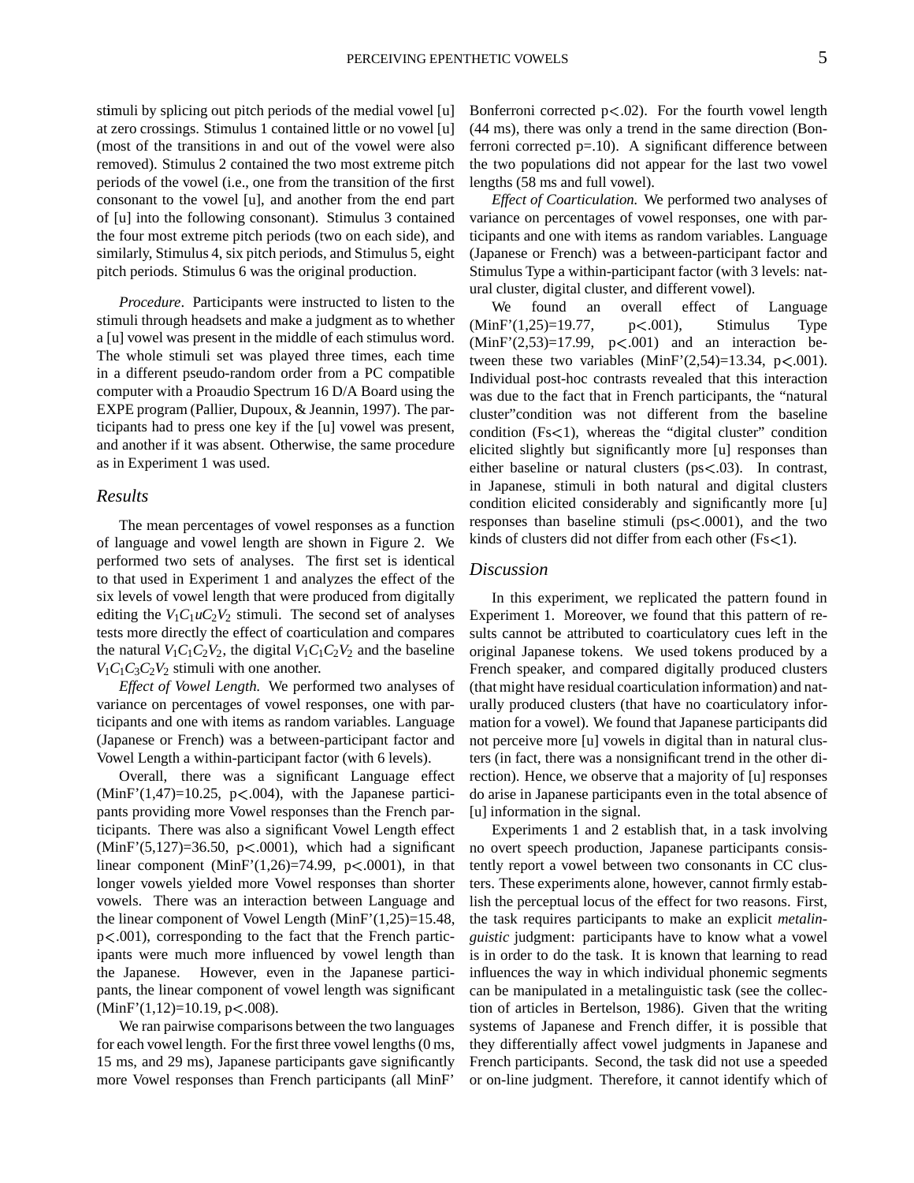stimuli by splicing out pitch periods of the medial vowel [u] at zero crossings. Stimulus 1 contained little or no vowel [u] (most of the transitions in and out of the vowel were also removed). Stimulus 2 contained the two most extreme pitch periods of the vowel (i.e., one from the transition of the first consonant to the vowel [u], and another from the end part of [u] into the following consonant). Stimulus 3 contained the four most extreme pitch periods (two on each side), and similarly, Stimulus 4, six pitch periods, and Stimulus 5, eight pitch periods. Stimulus 6 was the original production.

*Procedure*. Participants were instructed to listen to the stimuli through headsets and make a judgment as to whether a [u] vowel was present in the middle of each stimulus word. The whole stimuli set was played three times, each time in a different pseudo-random order from a PC compatible computer with a Proaudio Spectrum 16 D/A Board using the EXPE program (Pallier, Dupoux, & Jeannin, 1997). The participants had to press one key if the [u] vowel was present, and another if it was absent. Otherwise, the same procedure as in Experiment 1 was used.

## *Results*

The mean percentages of vowel responses as a function of language and vowel length are shown in Figure 2. We performed two sets of analyses. The first set is identical to that used in Experiment 1 and analyzes the effect of the six levels of vowel length that were produced from digitally editing the $V_1C_1uC_2V_2$ stimuli. The second set of analyses tests more directly the effect of coarticulation and compares the natural $V_1C_1C_2V_2$, the digital $V_1C_1C_2V_2$ and the baseline $V_1C_1C_3C_2V_2$ stimuli with one another.

*Effect of Vowel Length.* We performed two analyses of variance on percentages of vowel responses, one with participants and one with items as random variables. Language (Japanese or French) was a between-participant factor and Vowel Length a within-participant factor (with 6 levels).

Overall, there was a significant Language effect ($MinF'(1,47)=10.25$, $p<.004$), with the Japanese participants providing more Vowel responses than the French participants. There was also a significant Vowel Length effect ($MinF'(5,127)=36.50$, $p<.0001$), which had a significant linear component ($MinF'(1,26)=74.99$, $p<.0001$), in that longer vowels yielded more Vowel responses than shorter vowels. There was an interaction between Language and the linear component of Vowel Length ($MinF'(1,25)=15.48$, $p<.001$), corresponding to the fact that the French participants were much more influenced by vowel length than the Japanese. However, even in the Japanese participants, the linear component of vowel length was significant ($MinF'(1,12)=10.19$, $p<.008$).

We ran pairwise comparisons between the two languages for each vowel length. For the first three vowel lengths (0 ms, 15 ms, and 29 ms), Japanese participants gave significantly more Vowel responses than French participants (all MinF' Bonferroni corrected $p<.02$). For the fourth vowel length (44 ms), there was only a trend in the same direction (Bonferroni corrected $p=.10$). A significant difference between the two populations did not appear for the last two vowel lengths (58 ms and full vowel).

*Effect of Coarticulation.* We performed two analyses of variance on percentages of vowel responses, one with participants and one with items as random variables. Language (Japanese or French) was a between-participant factor and Stimulus Type a within-participant factor (with 3 levels: natural cluster, digital cluster, and different vowel).

We found an overall effect of Language ($MinF'(1,25)=19.77$, $p<.001$), Stimulus Type ($MinF'(2,53)=17.99$, $p<.001$) and an interaction between these two variables ($MinF'(2,54)=13.34$, $p<.001$). Individual post-hoc contrasts revealed that this interaction was due to the fact that in French participants, the "natural cluster"condition was not different from the baseline condition ($Fs<1$), whereas the "digital cluster" condition elicited slightly but significantly more [u] responses than either baseline or natural clusters ($ps<.03$). In contrast, in Japanese, stimuli in both natural and digital clusters condition elicited considerably and significantly more [u] responses than baseline stimuli ($ps<.0001$), and the two kinds of clusters did not differ from each other ($Fs<1$).

## *Discussion*

In this experiment, we replicated the pattern found in Experiment 1. Moreover, we found that this pattern of results cannot be attributed to coarticulatory cues left in the original Japanese tokens. We used tokens produced by a French speaker, and compared digitally produced clusters (that might have residual coarticulation information) and naturally produced clusters (that have no coarticulatory information for a vowel). We found that Japanese participants did not perceive more [u] vowels in digital than in natural clusters (in fact, there was a nonsignificant trend in the other direction). Hence, we observe that a majority of [u] responses do arise in Japanese participants even in the total absence of [u] information in the signal.

Experiments 1 and 2 establish that, in a task involving no overt speech production, Japanese participants consistently report a vowel between two consonants in CC clusters. These experiments alone, however, cannot firmly establish the perceptual locus of the effect for two reasons. First, the task requires participants to make an explicit *metalinguistic* judgment: participants have to know what a vowel is in order to do the task. It is known that learning to read influences the way in which individual phonemic segments can be manipulated in a metalinguistic task (see the collection of articles in Bertelson, 1986). Given that the writing systems of Japanese and French differ, it is possible that they differentially affect vowel judgments in Japanese and French participants. Second, the task did not use a speeded or on-line judgment. Therefore, it cannot identify which of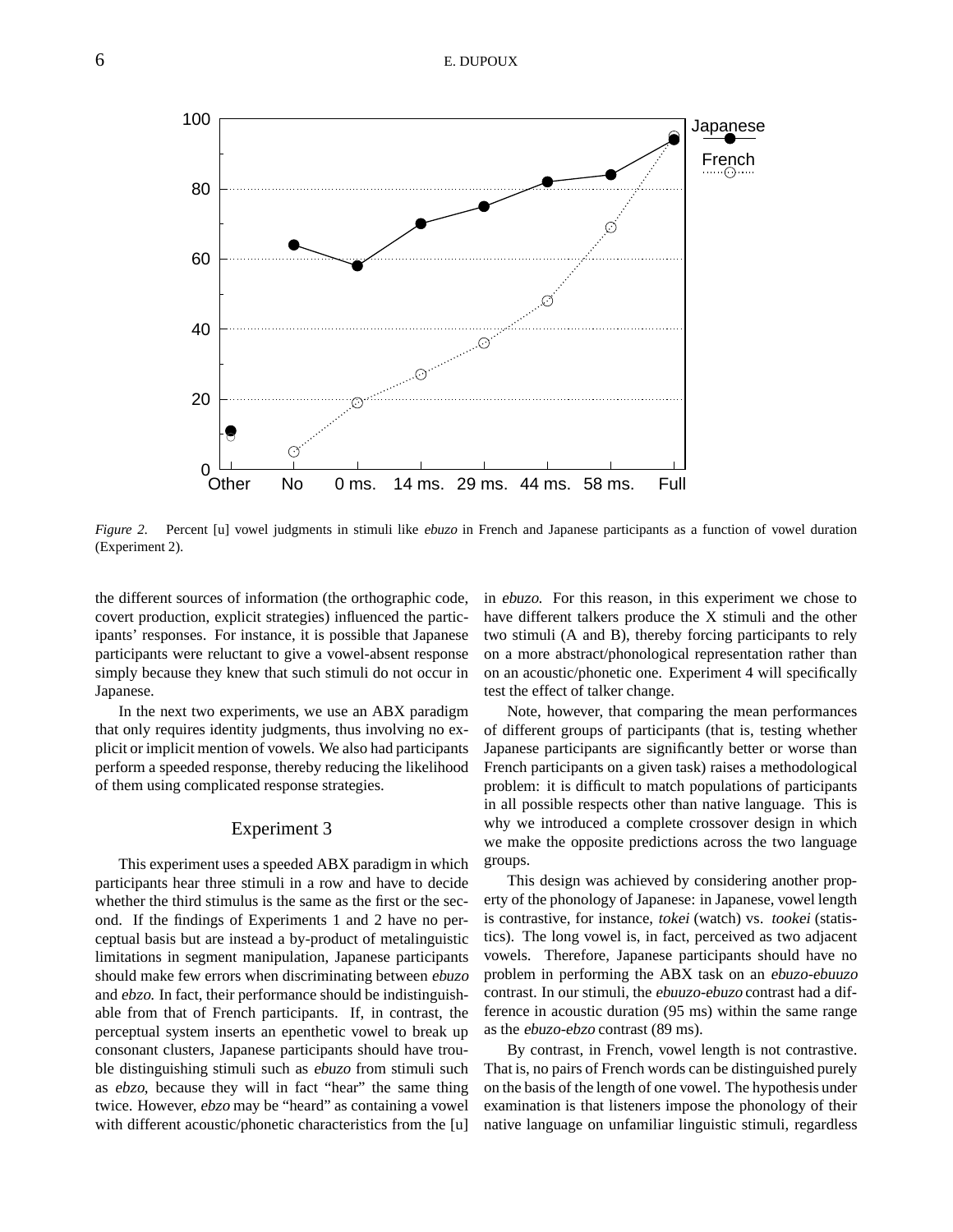*Figure 2.* Percent [u] vowel judgments in stimuli like *ebuzo* in French and Japanese participants as a function of vowel duration (Experiment 2).

the different sources of information (the orthographic code, covert production, explicit strategies) influenced the participants' responses. For instance, it is possible that Japanese participants were reluctant to give a vowel-absent response simply because they knew that such stimuli do not occur in Japanese.

In the next two experiments, we use an ABX paradigm that only requires identity judgments, thus involving no explicit or implicit mention of vowels. We also had participants perform a speeded response, thereby reducing the likelihood of them using complicated response strategies.

## Experiment 3

This experiment uses a speeded ABX paradigm in which participants hear three stimuli in a row and have to decide whether the third stimulus is the same as the first or the second. If the findings of Experiments 1 and 2 have no perceptual basis but are instead a by-product of metalinguistic limitations in segment manipulation, Japanese participants should make few errors when discriminating between *ebuzo* and *ebzo*. In fact, their performance should be indistinguishable from that of French participants. If, in contrast, the perceptual system inserts an epenthetic vowel to break up consonant clusters, Japanese participants should have trouble distinguishing stimuli such as *ebuzo* from stimuli such as *ebzo*, because they will in fact "hear" the same thing twice. However, *ebzo* may be "heard" as containing a vowel with different acoustic/phonetic characteristics from the [u] in *ebuzo*. For this reason, in this experiment we chose to have different talkers produce the X stimuli and the other two stimuli (A and B), thereby forcing participants to rely on a more abstract/phonological representation rather than on an acoustic/phonetic one. Experiment 4 will specifically test the effect of talker change.

Note, however, that comparing the mean performances of different groups of participants (that is, testing whether Japanese participants are significantly better or worse than French participants on a given task) raises a methodological problem: it is difficult to match populations of participants in all possible respects other than native language. This is why we introduced a complete crossover design in which we make the opposite predictions across the two language groups.

This design was achieved by considering another property of the phonology of Japanese: in Japanese, vowel length is contrastive, for instance, *tokei* (watch) vs. *tookei* (statistics). The long vowel is, in fact, perceived as two adjacent vowels. Therefore, Japanese participants should have no problem in performing the ABX task on an *ebuzo-ebuuzo* contrast. In our stimuli, the *ebuuzo-ebuzo* contrast had a difference in acoustic duration (95 ms) within the same range as the *ebuzo-ebzo* contrast (89 ms).

By contrast, in French, vowel length is not contrastive. That is, no pairs of French words can be distinguished purely on the basis of the length of one vowel. The hypothesis under examination is that listeners impose the phonology of their native language on unfamiliar linguistic stimuli, regardless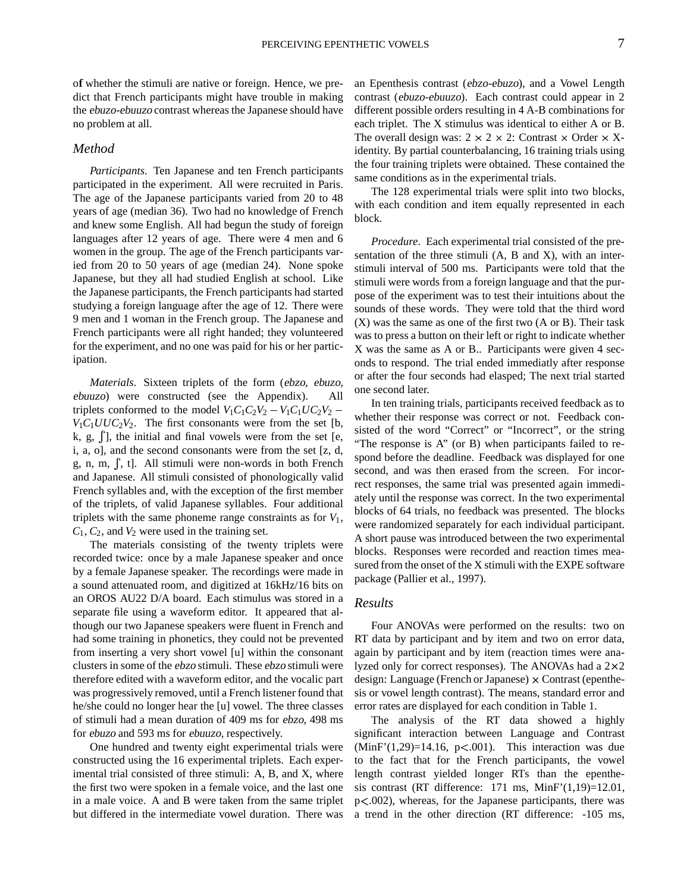of whether the stimuli are native or foreign. Hence, we predict that French participants might have trouble in making the *ebuzo-ebuuzo* contrast whereas the Japanese should have no problem at all.

## Method

*Participants*. Ten Japanese and ten French participants participated in the experiment. All were recruited in Paris. The age of the Japanese participants varied from 20 to 48 years of age (median 36). Two had no knowledge of French and knew some English. All had begun the study of foreign languages after 12 years of age. There were 4 men and 6 women in the group. The age of the French participants varied from 20 to 50 years of age (median 24). None spoke Japanese, but they all had studied English at school. Like the Japanese participants, the French participants had started studying a foreign language after the age of 12. There were 9 men and 1 woman in the French group. The Japanese and French participants were all right handed; they volunteered for the experiment, and no one was paid for his or her participation.

*Materials*. Sixteen triplets of the form (*ebzo, ebuzo, ebuuzo*) were constructed (see the Appendix). All triplets conformed to the model $V_1C_1C_2V_2 - V_1C_1UC_2V_2 - V_1C_1UUC_2V_2$. The first consonants were from the set [b, k, g, ʃ], the initial and final vowels were from the set [e, i, a, o], and the second consonants were from the set [z, d, g, n, m, ʃ, t]. All stimuli were non-words in both French and Japanese. All stimuli consisted of phonologically valid French syllables and, with the exception of the first member of the triplets, of valid Japanese syllables. Four additional triplets with the same phoneme range constraints as for $V_1$, $C_1$, $C_2$, and $V_2$ were used in the training set.

The materials consisting of the twenty triplets were recorded twice: once by a male Japanese speaker and once by a female Japanese speaker. The recordings were made in a sound attenuated room, and digitized at 16kHz/16 bits on an OROS AU22 D/A board. Each stimulus was stored in a separate file using a waveform editor. It appeared that although our two Japanese speakers were fluent in French and had some training in phonetics, they could not be prevented from inserting a very short vowel [u] within the consonant clusters in some of the *ebzo* stimuli. These *ebzo* stimuli were therefore edited with a waveform editor, and the vocalic part was progressively removed, until a French listener found that he/she could no longer hear the [u] vowel. The three classes of stimuli had a mean duration of 409 ms for *ebzo*, 498 ms for *ebuzo* and 593 ms for *ebuuzo*, respectively.

One hundred and twenty eight experimental trials were constructed using the 16 experimental triplets. Each experimental trial consisted of three stimuli: A, B, and X, where the first two were spoken in a female voice, and the last one in a male voice. A and B were taken from the same triplet but differed in the intermediate vowel duration. There was an Epenthesis contrast (*ebzo-ebuzo*), and a Vowel Length contrast (*ebuzo-ebuuzo*). Each contrast could appear in 2 different possible orders resulting in 4 A-B combinations for each triplet. The X stimulus was identical to either A or B. The overall design was: $2 \times 2 \times 2$: Contrast $\times$ Order $\times$ X-identity. By partial counterbalancing, 16 training trials using the four training triplets were obtained. These contained the same conditions as in the experimental trials.

The 128 experimental trials were split into two blocks, with each condition and item equally represented in each block.

*Procedure*. Each experimental trial consisted of the presentation of the three stimuli (A, B and X), with an inter-stimuli interval of 500 ms. Participants were told that the stimuli were words from a foreign language and that the purpose of the experiment was to test their intuitions about the sounds of these words. They were told that the third word (X) was the same as one of the first two (A or B). Their task was to press a button on their left or right to indicate whether X was the same as A or B.. Participants were given 4 seconds to respond. The trial ended immediatly after response or after the four seconds had elasped; The next trial started one second later.

In ten training trials, participants received feedback as to whether their response was correct or not. Feedback consisted of the word "Correct" or "Incorrect", or the string "The response is A" (or B) when participants failed to respond before the deadline. Feedback was displayed for one second, and was then erased from the screen. For incorrect responses, the same trial was presented again immediately until the response was correct. In the two experimental blocks of 64 trials, no feedback was presented. The blocks were randomized separately for each individual participant. A short pause was introduced between the two experimental blocks. Responses were recorded and reaction times measured from the onset of the X stimuli with the EXPE software package (Pallier et al., 1997).

## Results

Four ANOVAs were performed on the results: two on RT data by participant and by item and two on error data, again by participant and by item (reaction times were analyzed only for correct responses). The ANOVAs had a $2 \times 2$ design: Language (French or Japanese) $\times$ Contrast (epenthesis or vowel length contrast). The means, standard error and error rates are displayed for each condition in Table 1.

The analysis of the RT data showed a highly significant interaction between Language and Contrast ($MinF'(1,29)=14.16$, $p<.001$). This interaction was due to the fact that for the French participants, the vowel length contrast yielded longer RTs than the epenthesis contrast (RT difference: 171 ms, $MinF'(1,19)=12.01$, $p<.002$), whereas, for the Japanese participants, there was a trend in the other direction (RT difference: -105 ms,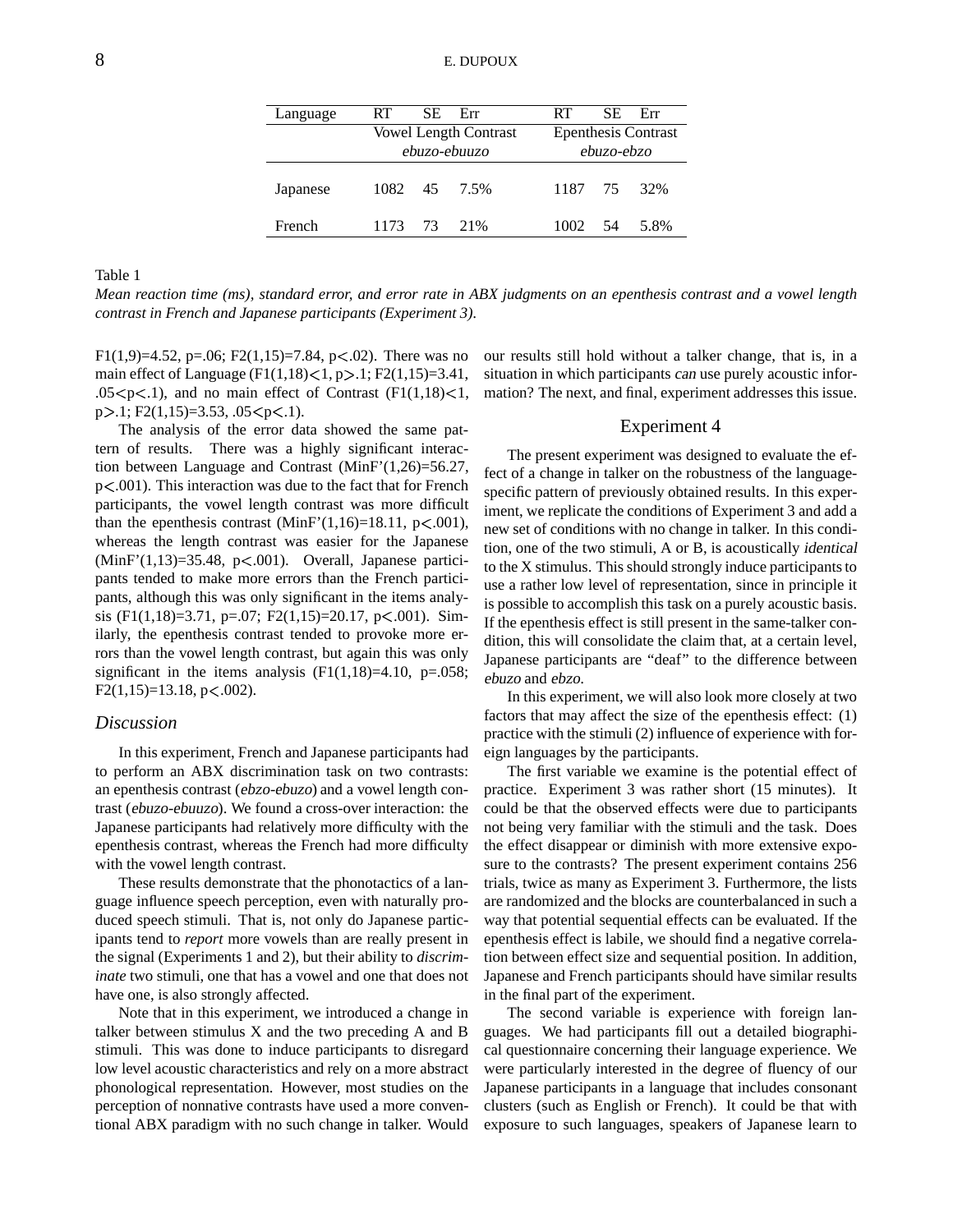| Language | RT | SE | Err | RT | SE | Err |
|---|---|---|---|---|---|---|
| | Vowel Length Contrast *ebuzo-ebuuzo* | | | Epenthesis Contrast *ebuzo-ebzo* | | |
| Japanese | 1082 | 45 | 7.5% | 1187 | 75 | 32% |
| French | 1173 | 73 | 21% | 1002 | 54 | 5.8% |

Table 1

*Mean reaction time (ms), standard error, and error rate in ABX judgments on an epenthesis contrast and a vowel length contrast in French and Japanese participants (Experiment 3).*

$F1(1,9)=4.52$, $p=.06$; $F2(1,15)=7.84$, $p<.02$). There was no main effect of Language ($F1(1,18)<1$, $p>.1$; $F2(1,15)=3.41$, $.05<p<.1$), and no main effect of Contrast ($F1(1,18)<1$, $p>.1$; $F2(1,15)=3.53$, $.05<p<.1$).

The analysis of the error data showed the same pattern of results. There was a highly significant interaction between Language and Contrast ($MinF'(1,26)=56.27$, $p<.001$). This interaction was due to the fact that for French participants, the vowel length contrast was more difficult than the epenthesis contrast ($MinF'(1,16)=18.11$, $p<.001$), whereas the length contrast was easier for the Japanese ($MinF'(1,13)=35.48$, $p<.001$). Overall, Japanese participants tended to make more errors than the French participants, although this was only significant in the items analysis ($F1(1,18)=3.71$, $p=.07$; $F2(1,15)=20.17$, $p<.001$). Similarly, the epenthesis contrast tended to provoke more errors than the vowel length contrast, but again this was only significant in the items analysis ($F1(1,18)=4.10$, $p=.058$; $F2(1,15)=13.18$, $p<.002$).

## *Discussion*

In this experiment, French and Japanese participants had to perform an ABX discrimination task on two contrasts: an epenthesis contrast (*ebzo-ebuzo*) and a vowel length contrast (*ebuzo-ebuuzo*). We found a cross-over interaction: the Japanese participants had relatively more difficulty with the epenthesis contrast, whereas the French had more difficulty with the vowel length contrast.

These results demonstrate that the phonotactics of a language influence speech perception, even with naturally produced speech stimuli. That is, not only do Japanese participants tend to *report* more vowels than are really present in the signal (Experiments 1 and 2), but their ability to *discriminate* two stimuli, one that has a vowel and one that does not have one, is also strongly affected.

Note that in this experiment, we introduced a change in talker between stimulus X and the two preceding A and B stimuli. This was done to induce participants to disregard low level acoustic characteristics and rely on a more abstract phonological representation. However, most studies on the perception of nonnative contrasts have used a more conventional ABX paradigm with no such change in talker. Would our results still hold without a talker change, that is, in a situation in which participants *can* use purely acoustic information? The next, and final, experiment addresses this issue.

## Experiment 4

The present experiment was designed to evaluate the effect of a change in talker on the robustness of the language-specific pattern of previously obtained results. In this experiment, we replicate the conditions of Experiment 3 and add a new set of conditions with no change in talker. In this condition, one of the two stimuli, A or B, is acoustically *identical* to the X stimulus. This should strongly induce participants to use a rather low level of representation, since in principle it is possible to accomplish this task on a purely acoustic basis. If the epenthesis effect is still present in the same-talker condition, this will consolidate the claim that, at a certain level, Japanese participants are "deaf" to the difference between *ebuzo* and *ebzo*.

In this experiment, we will also look more closely at two factors that may affect the size of the epenthesis effect: (1) practice with the stimuli (2) influence of experience with foreign languages by the participants.

The first variable we examine is the potential effect of practice. Experiment 3 was rather short (15 minutes). It could be that the observed effects were due to participants not being very familiar with the stimuli and the task. Does the effect disappear or diminish with more extensive exposure to the contrasts? The present experiment contains 256 trials, twice as many as Experiment 3. Furthermore, the lists are randomized and the blocks are counterbalanced in such a way that potential sequential effects can be evaluated. If the epenthesis effect is labile, we should find a negative correlation between effect size and sequential position. In addition, Japanese and French participants should have similar results in the final part of the experiment.

The second variable is experience with foreign languages. We had participants fill out a detailed biographical questionnaire concerning their language experience. We were particularly interested in the degree of fluency of our Japanese participants in a language that includes consonant clusters (such as English or French). It could be that with exposure to such languages, speakers of Japanese learn to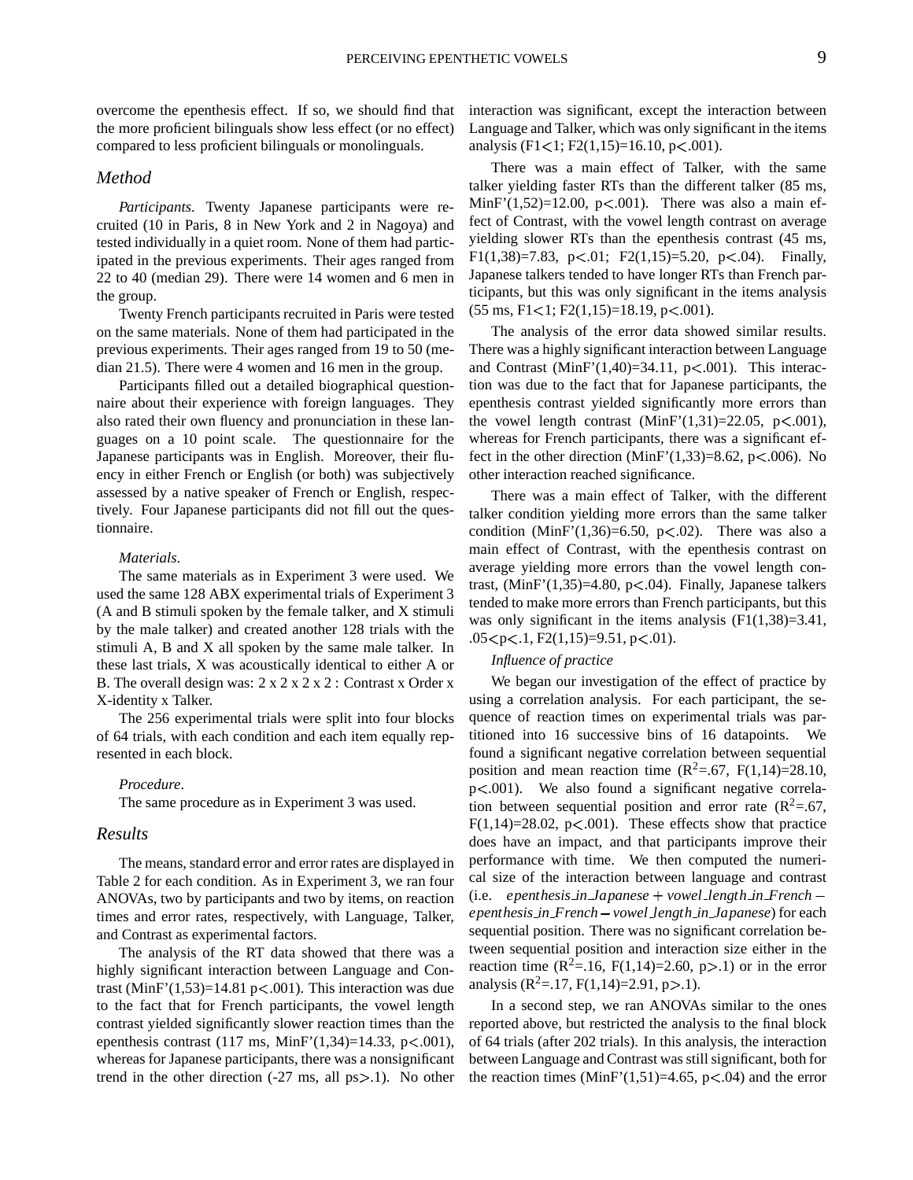overcome the epenthesis effect. If so, we should find that the more proficient bilinguals show less effect (or no effect) compared to less proficient bilinguals or monolinguals.

## *Method*

*Participants*. Twenty Japanese participants were recruited (10 in Paris, 8 in New York and 2 in Nagoya) and tested individually in a quiet room. None of them had participated in the previous experiments. Their ages ranged from 22 to 40 (median 29). There were 14 women and 6 men in the group.

Twenty French participants recruited in Paris were tested on the same materials. None of them had participated in the previous experiments. Their ages ranged from 19 to 50 (median 21.5). There were 4 women and 16 men in the group.

Participants filled out a detailed biographical questionnaire about their experience with foreign languages. They also rated their own fluency and pronunciation in these languages on a 10 point scale. The questionnaire for the Japanese participants was in English. Moreover, their fluency in either French or English (or both) was subjectively assessed by a native speaker of French or English, respectively. Four Japanese participants did not fill out the questionnaire.

*Materials*.

The same materials as in Experiment 3 were used. We used the same 128 ABX experimental trials of Experiment 3 (A and B stimuli spoken by the female talker, and X stimuli by the male talker) and created another 128 trials with the stimuli A, B and X all spoken by the same male talker. In these last trials, X was acoustically identical to either A or B. The overall design was: 2 x 2 x 2 x 2 : Contrast x Order x X-identity x Talker.

The 256 experimental trials were split into four blocks of 64 trials, with each condition and each item equally represented in each block.

*Procedure*.

The same procedure as in Experiment 3 was used.

## *Results*

The means, standard error and error rates are displayed in Table 2 for each condition. As in Experiment 3, we ran four ANOVAs, two by participants and two by items, on reaction times and error rates, respectively, with Language, Talker, and Contrast as experimental factors.

The analysis of the RT data showed that there was a highly significant interaction between Language and Contrast (MinF'(1,53)=14.81 $p<.001$). This interaction was due to the fact that for French participants, the vowel length contrast yielded significantly slower reaction times than the epenthesis contrast (117 ms, MinF'(1,34)=14.33, $p<.001$), whereas for Japanese participants, there was a nonsignificant trend in the other direction (-27 ms, all ps$>.1$). No other interaction was significant, except the interaction between Language and Talker, which was only significant in the items analysis (F1$<$1; F2(1,15)=16.10, $p<.001$).

There was a main effect of Talker, with the same talker yielding faster RTs than the different talker (85 ms, MinF'(1,52)=12.00, $p<.001$). There was also a main effect of Contrast, with the vowel length contrast on average yielding slower RTs than the epenthesis contrast (45 ms, F1(1,38)=7.83, $p<.01$; F2(1,15)=5.20, $p<.04$). Finally, Japanese talkers tended to have longer RTs than French participants, but this was only significant in the items analysis (55 ms, F1$<$1; F2(1,15)=18.19, $p<.001$).

The analysis of the error data showed similar results. There was a highly significant interaction between Language and Contrast (MinF'(1,40)=34.11, $p<.001$). This interaction was due to the fact that for Japanese participants, the epenthesis contrast yielded significantly more errors than the vowel length contrast (MinF'(1,31)=22.05, $p<.001$), whereas for French participants, there was a significant effect in the other direction (MinF'(1,33)=8.62, $p<.006$). No other interaction reached significance.

There was a main effect of Talker, with the different talker condition yielding more errors than the same talker condition (MinF'(1,36)=6.50, $p<.02$). There was also a main effect of Contrast, with the epenthesis contrast on average yielding more errors than the vowel length contrast, (MinF'(1,35)=4.80, $p<.04$). Finally, Japanese talkers tended to make more errors than French participants, but this was only significant in the items analysis (F1(1,38)=3.41, $.05<p<.1$, F2(1,15)=9.51, $p<.01$).

*Influence of practice*

We began our investigation of the effect of practice by using a correlation analysis. For each participant, the sequence of reaction times on experimental trials was partitioned into 16 successive bins of 16 datapoints. We found a significant negative correlation between sequential position and mean reaction time ($R^2$=.67, F(1,14)=28.10, $p<.001$). We also found a significant negative correlation between sequential position and error rate ($R^2$=.67, F(1,14)=28.02, $p<.001$). These effects show that practice does have an impact, and that participants improve their performance with time. We then computed the numerical size of the interaction between language and contrast (i.e. $epenthesis\_in\_Japanese + vowel\_length\_in\_French - epenthesis\_in\_French - vowel\_length\_in\_Japanese$) for each sequential position. There was no significant correlation between sequential position and interaction size either in the reaction time ($R^2$=.16, F(1,14)=2.60, $p>.1$) or in the error analysis ($R^2$=.17, F(1,14)=2.91, $p>.1$).

In a second step, we ran ANOVAs similar to the ones reported above, but restricted the analysis to the final block of 64 trials (after 202 trials). In this analysis, the interaction between Language and Contrast was still significant, both for the reaction times (MinF'(1,51)=4.65, $p<.04$) and the error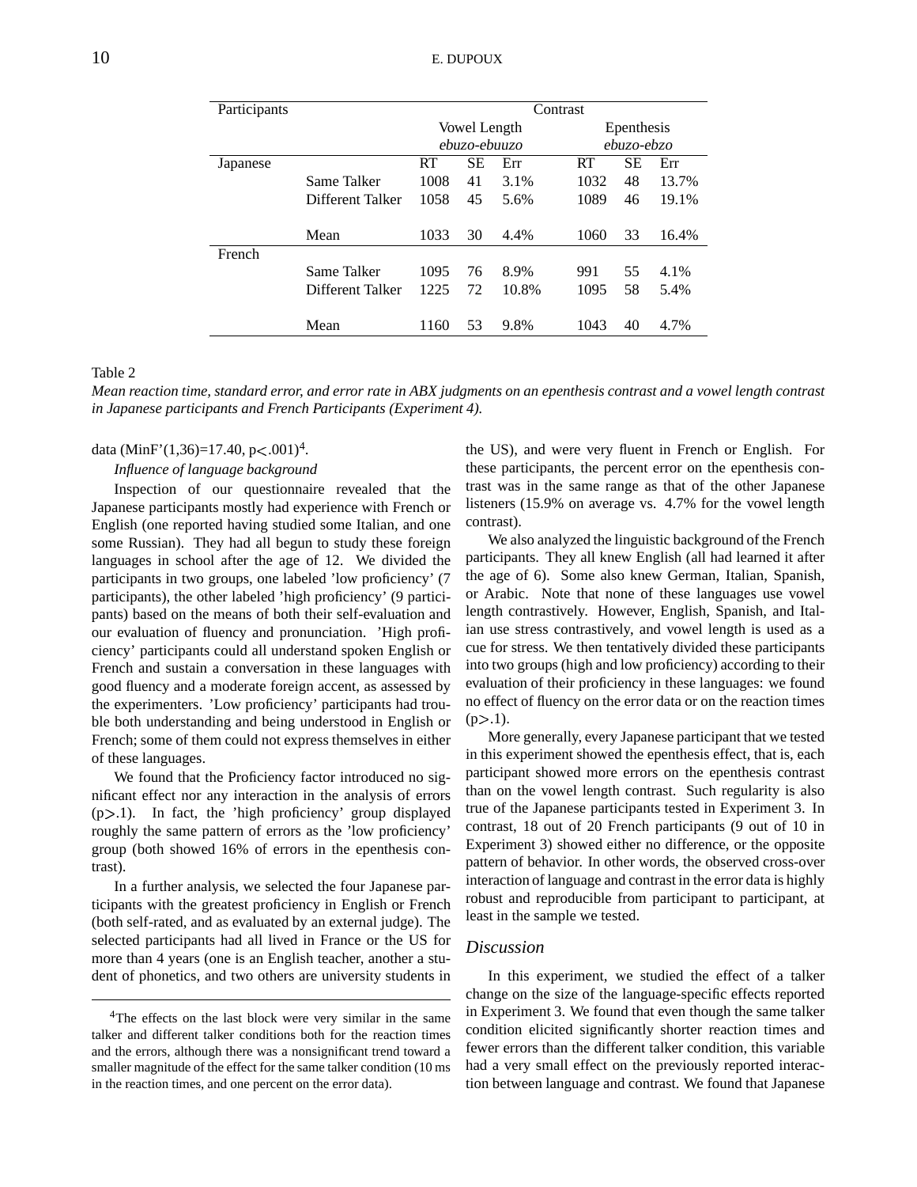| Participants | | Contrast | | | | | |
|---|---|---|---|---|---|---|---|
| | | Vowel Length *ebuzo-ebuuzo* | | | Epenthesis *ebuzo-ebzo* | | |
| Japanese | | RT | SE | Err | RT | SE | Err |
| | Same Talker | 1008 | 41 | 3.1% | 1032 | 48 | 13.7% |
| | Different Talker | 1058 | 45 | 5.6% | 1089 | 46 | 19.1% |
| | Mean | 1033 | 30 | 4.4% | 1060 | 33 | 16.4% |
| French | | | | | | | |
| | Same Talker | 1095 | 76 | 8.9% | 991 | 55 | 4.1% |
| | Different Talker | 1225 | 72 | 10.8% | 1095 | 58 | 5.4% |
| | Mean | 1160 | 53 | 9.8% | 1043 | 40 | 4.7% |

Table 2

*Mean reaction time, standard error, and error rate in ABX judgments on an epenthesis contrast and a vowel length contrast in Japanese participants and French Participants (Experiment 4).*

data (MinF'(1,36)=17.40, $p<.001$)[4].

*Influence of language background*

Inspection of our questionnaire revealed that the Japanese participants mostly had experience with French or English (one reported having studied some Italian, and one some Russian). They had all begun to study these foreign languages in school after the age of 12. We divided the participants in two groups, one labeled 'low proficiency' (7 participants), the other labeled 'high proficiency' (9 participants) based on the means of both their self-evaluation and our evaluation of fluency and pronunciation. 'High proficiency' participants could all understand spoken English or French and sustain a conversation in these languages with good fluency and a moderate foreign accent, as assessed by the experimenters. 'Low proficiency' participants had trouble both understanding and being understood in English or French; some of them could not express themselves in either of these languages.

We found that the Proficiency factor introduced no significant effect nor any interaction in the analysis of errors ($p>.1$). In fact, the 'high proficiency' group displayed roughly the same pattern of errors as the 'low proficiency' group (both showed 16% of errors in the epenthesis contrast).

In a further analysis, we selected the four Japanese participants with the greatest proficiency in English or French (both self-rated, and as evaluated by an external judge). The selected participants had all lived in France or the US for more than 4 years (one is an English teacher, another a student of phonetics, and two others are university students in the US), and were very fluent in French or English. For these participants, the percent error on the epenthesis contrast was in the same range as that of the other Japanese listeners (15.9% on average vs. 4.7% for the vowel length contrast).

We also analyzed the linguistic background of the French participants. They all knew English (all had learned it after the age of 6). Some also knew German, Italian, Spanish, or Arabic. Note that none of these languages use vowel length contrastively. However, English, Spanish, and Italian use stress contrastively, and vowel length is used as a cue for stress. We then tentatively divided these participants into two groups (high and low proficiency) according to their evaluation of their proficiency in these languages: we found no effect of fluency on the error data or on the reaction times ($p>.1$).

More generally, every Japanese participant that we tested in this experiment showed the epenthesis effect, that is, each participant showed more errors on the epenthesis contrast than on the vowel length contrast. Such regularity is also true of the Japanese participants tested in Experiment 3. In contrast, 18 out of 20 French participants (9 out of 10 in Experiment 3) showed either no difference, or the opposite pattern of behavior. In other words, the observed cross-over interaction of language and contrast in the error data is highly robust and reproducible from participant to participant, at least in the sample we tested.

## Discussion

In this experiment, we studied the effect of a talker change on the size of the language-specific effects reported in Experiment 3. We found that even though the same talker condition elicited significantly shorter reaction times and fewer errors than the different talker condition, this variable had a very small effect on the previously reported interaction between language and contrast. We found that Japanese

[4] The effects on the last block were very similar in the same talker and different talker conditions both for the reaction times and the errors, although there was a nonsignificant trend toward a smaller magnitude of the effect for the same talker condition (10 ms in the reaction times, and one percent on the error data).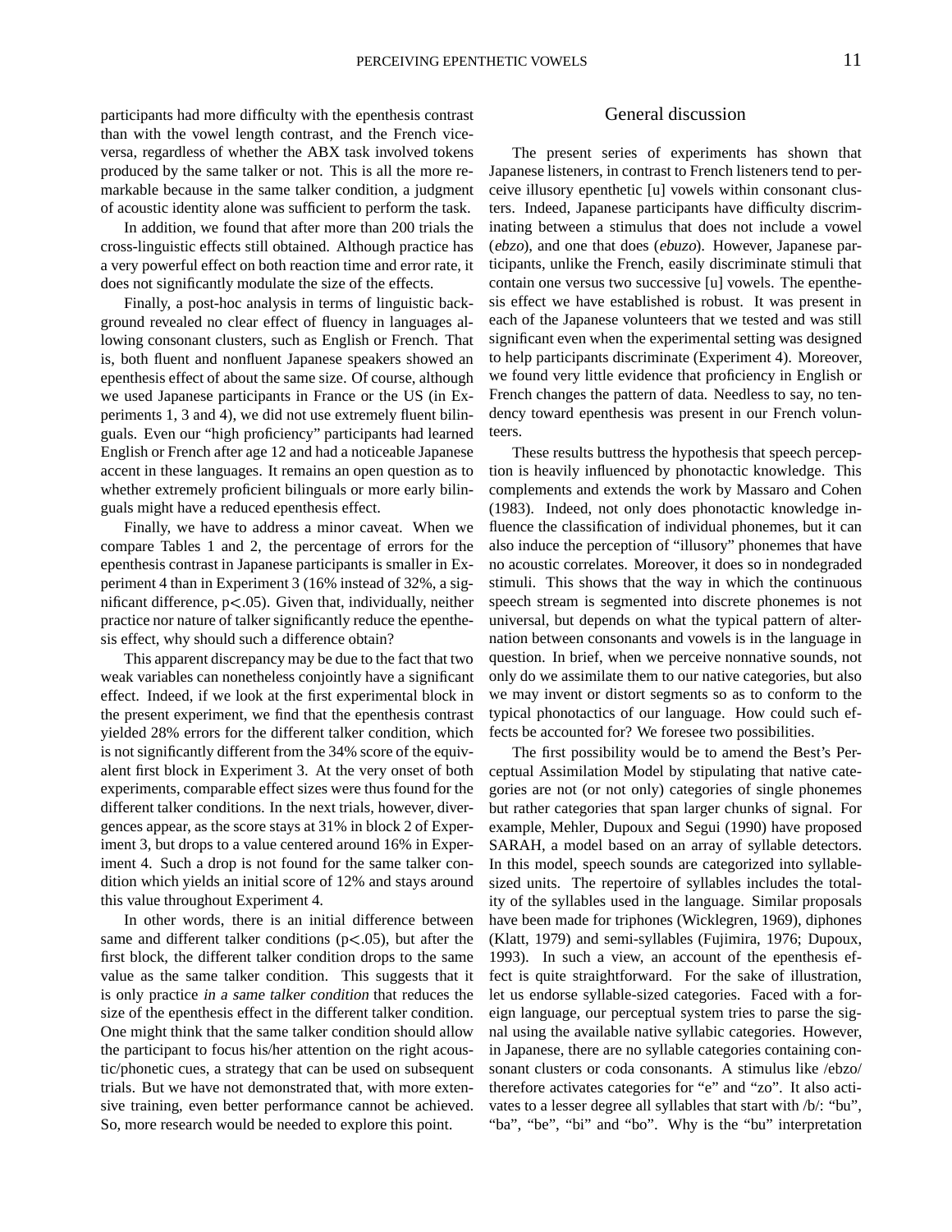participants had more difficulty with the epenthesis contrast than with the vowel length contrast, and the French vice-versa, regardless of whether the ABX task involved tokens produced by the same talker or not. This is all the more remarkable because in the same talker condition, a judgment of acoustic identity alone was sufficient to perform the task.

In addition, we found that after more than 200 trials the cross-linguistic effects still obtained. Although practice has a very powerful effect on both reaction time and error rate, it does not significantly modulate the size of the effects.

Finally, a post-hoc analysis in terms of linguistic background revealed no clear effect of fluency in languages allowing consonant clusters, such as English or French. That is, both fluent and nonfluent Japanese speakers showed an epenthesis effect of about the same size. Of course, although we used Japanese participants in France or the US (in Experiments 1, 3 and 4), we did not use extremely fluent bilinguals. Even our "high proficiency" participants had learned English or French after age 12 and had a noticeable Japanese accent in these languages. It remains an open question as to whether extremely proficient bilinguals or more early bilinguals might have a reduced epenthesis effect.

Finally, we have to address a minor caveat. When we compare Tables 1 and 2, the percentage of errors for the epenthesis contrast in Japanese participants is smaller in Experiment 4 than in Experiment 3 (16% instead of 32%, a significant difference, $p<.05$). Given that, individually, neither practice nor nature of talker significantly reduce the epenthesis effect, why should such a difference obtain?

This apparent discrepancy may be due to the fact that two weak variables can nonetheless conjointly have a significant effect. Indeed, if we look at the first experimental block in the present experiment, we find that the epenthesis contrast yielded 28% errors for the different talker condition, which is not significantly different from the 34% score of the equivalent first block in Experiment 3. At the very onset of both experiments, comparable effect sizes were thus found for the different talker conditions. In the next trials, however, divergences appear, as the score stays at 31% in block 2 of Experiment 3, but drops to a value centered around 16% in Experiment 4. Such a drop is not found for the same talker condition which yields an initial score of 12% and stays around this value throughout Experiment 4.

In other words, there is an initial difference between same and different talker conditions ($p<.05$), but after the first block, the different talker condition drops to the same value as the same talker condition. This suggests that it is only practice *in a same talker condition* that reduces the size of the epenthesis effect in the different talker condition. One might think that the same talker condition should allow the participant to focus his/her attention on the right acoustic/phonetic cues, a strategy that can be used on subsequent trials. But we have not demonstrated that, with more extensive training, even better performance cannot be achieved. So, more research would be needed to explore this point.

## General discussion

The present series of experiments has shown that Japanese listeners, in contrast to French listeners tend to perceive illusory epenthetic [u] vowels within consonant clusters. Indeed, Japanese participants have difficulty discriminating between a stimulus that does not include a vowel (*ebzo*), and one that does (*ebuzo*). However, Japanese participants, unlike the French, easily discriminate stimuli that contain one versus two successive [u] vowels. The epenthesis effect we have established is robust. It was present in each of the Japanese volunteers that we tested and was still significant even when the experimental setting was designed to help participants discriminate (Experiment 4). Moreover, we found very little evidence that proficiency in English or French changes the pattern of data. Needless to say, no tendency toward epenthesis was present in our French volunteers.

These results buttress the hypothesis that speech perception is heavily influenced by phonotactic knowledge. This complements and extends the work by Massaro and Cohen (1983). Indeed, not only does phonotactic knowledge influence the classification of individual phonemes, but it can also induce the perception of "illusory" phonemes that have no acoustic correlates. Moreover, it does so in nondegraded stimuli. This shows that the way in which the continuous speech stream is segmented into discrete phonemes is not universal, but depends on what the typical pattern of alternation between consonants and vowels is in the language in question. In brief, when we perceive nonnative sounds, not only do we assimilate them to our native categories, but also we may invent or distort segments so as to conform to the typical phonotactics of our language. How could such effects be accounted for? We foresee two possibilities.

The first possibility would be to amend the Best's Perceptual Assimilation Model by stipulating that native categories are not (or not only) categories of single phonemes but rather categories that span larger chunks of signal. For example, Mehler, Dupoux and Segui (1990) have proposed SARAH, a model based on an array of syllable detectors. In this model, speech sounds are categorized into syllable-sized units. The repertoire of syllables includes the totality of the syllables used in the language. Similar proposals have been made for triphones (Wicklegren, 1969), diphones (Klatt, 1979) and semi-syllables (Fujimira, 1976; Dupoux, 1993). In such a view, an account of the epenthesis effect is quite straightforward. For the sake of illustration, let us endorse syllable-sized categories. Faced with a foreign language, our perceptual system tries to parse the signal using the available native syllabic categories. However, in Japanese, there are no syllable categories containing consonant clusters or coda consonants. A stimulus like /ebzo/ therefore activates categories for "e" and "zo". It also activates to a lesser degree all syllables that start with /b/: "bu", "ba", "be", "bi" and "bo". Why is the "bu" interpretation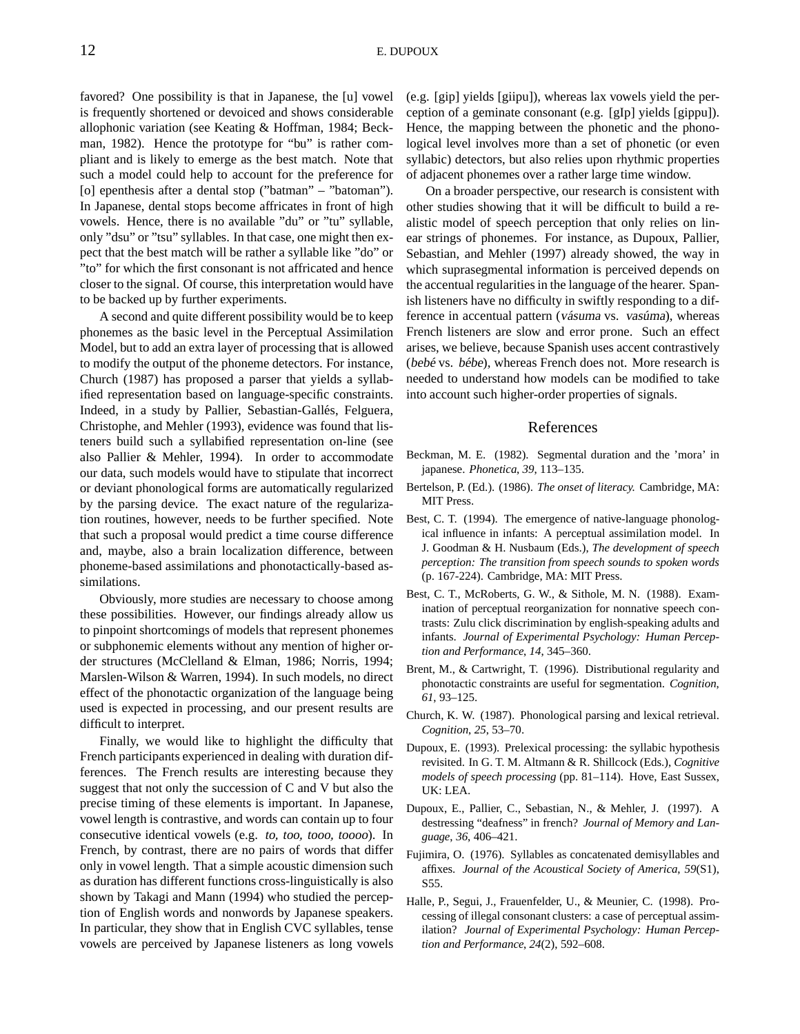favored? One possibility is that in Japanese, the [u] vowel is frequently shortened or devoiced and shows considerable allophonic variation (see Keating & Hoffman, 1984; Beckman, 1982). Hence the prototype for "bu" is rather compliant and is likely to emerge as the best match. Note that such a model could help to account for the preference for [o] epenthesis after a dental stop ("batman" – "batoman"). In Japanese, dental stops become affricates in front of high vowels. Hence, there is no available "du" or "tu" syllable, only "dsu" or "tsu" syllables. In that case, one might then expect that the best match will be rather a syllable like "do" or "to" for which the first consonant is not affricated and hence closer to the signal. Of course, this interpretation would have to be backed up by further experiments.

A second and quite different possibility would be to keep phonemes as the basic level in the Perceptual Assimilation Model, but to add an extra layer of processing that is allowed to modify the output of the phoneme detectors. For instance, Church (1987) has proposed a parser that yields a syllabified representation based on language-specific constraints. Indeed, in a study by Pallier, Sebastian-Gallés, Felguera, Christophe, and Mehler (1993), evidence was found that listeners build such a syllabified representation on-line (see also Pallier & Mehler, 1994). In order to accommodate our data, such models would have to stipulate that incorrect or deviant phonological forms are automatically regularized by the parsing device. The exact nature of the regularization routines, however, needs to be further specified. Note that such a proposal would predict a time course difference and, maybe, also a brain localization difference, between phoneme-based assimilations and phonotactically-based assimilations.

Obviously, more studies are necessary to choose among these possibilities. However, our findings already allow us to pinpoint shortcomings of models that represent phonemes or subphonemic elements without any mention of higher order structures (McClelland & Elman, 1986; Norris, 1994; Marslen-Wilson & Warren, 1994). In such models, no direct effect of the phonotactic organization of the language being used is expected in processing, and our present results are difficult to interpret.

Finally, we would like to highlight the difficulty that French participants experienced in dealing with duration differences. The French results are interesting because they suggest that not only the succession of C and V but also the precise timing of these elements is important. In Japanese, vowel length is contrastive, and words can contain up to four consecutive identical vowels (e.g. *to, too, tooo, toooo*). In French, by contrast, there are no pairs of words that differ only in vowel length. That a simple acoustic dimension such as duration has different functions cross-linguistically is also shown by Takagi and Mann (1994) who studied the perception of English words and nonwords by Japanese speakers. In particular, they show that in English CVC syllables, tense vowels are perceived by Japanese listeners as long vowels (e.g. [gip] yields [giipu]), whereas lax vowels yield the perception of a geminate consonant (e.g. [gIp] yields [gippu]). Hence, the mapping between the phonetic and the phonological level involves more than a set of phonetic (or even syllabic) detectors, but also relies upon rhythmic properties of adjacent phonemes over a rather large time window.

On a broader perspective, our research is consistent with other studies showing that it will be difficult to build a realistic model of speech perception that only relies on linear strings of phonemes. For instance, as Dupoux, Pallier, Sebastian, and Mehler (1997) already showed, the way in which suprasegmental information is perceived depends on the accentual regularities in the language of the hearer. Spanish listeners have no difficulty in swiftly responding to a difference in accentual pattern (*vásuma* vs. *vasúma*), whereas French listeners are slow and error prone. Such an effect arises, we believe, because Spanish uses accent contrastively (*bebé* vs. *bébe*), whereas French does not. More research is needed to understand how models can be modified to take into account such higher-order properties of signals.

## References

Beckman, M. E. (1982). Segmental duration and the 'mora' in japanese. *Phonetica*, *39*, 113–135.

Bertelson, P. (Ed.). (1986). *The onset of literacy.* Cambridge, MA: MIT Press.

Best, C. T. (1994). The emergence of native-language phonological influence in infants: A perceptual assimilation model. In J. Goodman & H. Nusbaum (Eds.), *The development of speech perception: The transition from speech sounds to spoken words* (p. 167-224). Cambridge, MA: MIT Press.

Best, C. T., McRoberts, G. W., & Sithole, M. N. (1988). Examination of perceptual reorganization for nonnative speech contrasts: Zulu click discrimination by english-speaking adults and infants. *Journal of Experimental Psychology: Human Perception and Performance*, *14*, 345–360.

Brent, M., & Cartwright, T. (1996). Distributional regularity and phonotactic constraints are useful for segmentation. *Cognition*, *61*, 93–125.

Church, K. W. (1987). Phonological parsing and lexical retrieval. *Cognition*, *25*, 53–70.

Dupoux, E. (1993). Prelexical processing: the syllabic hypothesis revisited. In G. T. M. Altmann & R. Shillcock (Eds.), *Cognitive models of speech processing* (pp. 81–114). Hove, East Sussex, UK: LEA.

Dupoux, E., Pallier, C., Sebastian, N., & Mehler, J. (1997). A destressing "deafness" in french? *Journal of Memory and Language*, *36*, 406–421.

Fujimira, O. (1976). Syllables as concatenated demisyllables and affixes. *Journal of the Acoustical Society of America*, *59*(S1), S55.

Halle, P., Segui, J., Frauenfelder, U., & Meunier, C. (1998). Processing of illegal consonant clusters: a case of perceptual assimilation? *Journal of Experimental Psychology: Human Perception and Performance*, *24*(2), 592–608.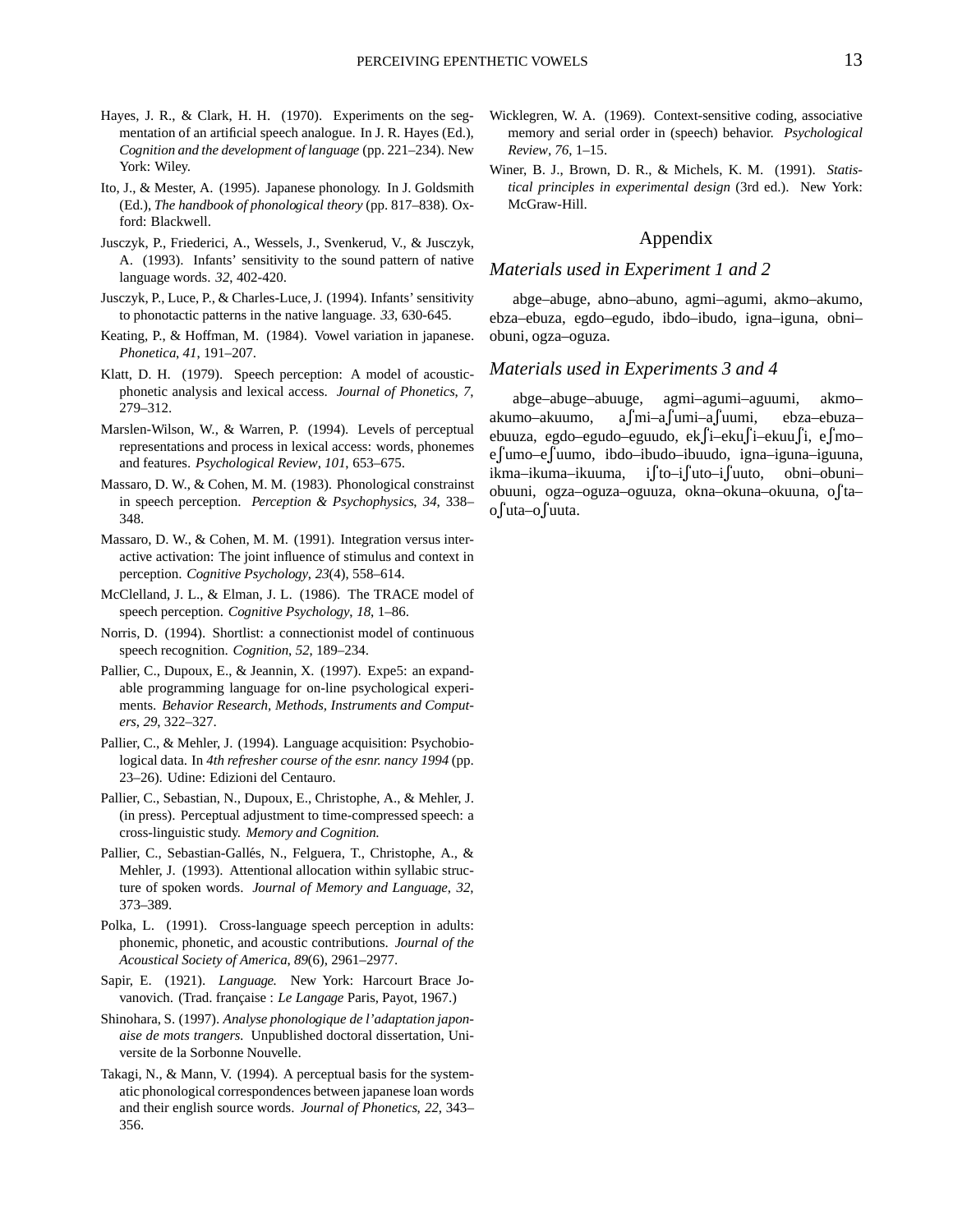Hayes, J. R., & Clark, H. H. (1970). Experiments on the segmentation of an artificial speech analogue. In J. R. Hayes (Ed.), *Cognition and the development of language* (pp. 221–234). New York: Wiley.

Ito, J., & Mester, A. (1995). Japanese phonology. In J. Goldsmith (Ed.), *The handbook of phonological theory* (pp. 817–838). Oxford: Blackwell.

Jusczyk, P., Friederici, A., Wessels, J., Svenkerud, V., & Jusczyk, A. (1993). Infants' sensitivity to the sound pattern of native language words. *32*, 402-420.

Jusczyk, P., Luce, P., & Charles-Luce, J. (1994). Infants' sensitivity to phonotactic patterns in the native language. *33*, 630-645.

Keating, P., & Hoffman, M. (1984). Vowel variation in japanese. *Phonetica*, *41*, 191–207.

Klatt, D. H. (1979). Speech perception: A model of acoustic-phonetic analysis and lexical access. *Journal of Phonetics*, *7*, 279–312.

Marslen-Wilson, W., & Warren, P. (1994). Levels of perceptual representations and process in lexical access: words, phonemes and features. *Psychological Review*, *101*, 653–675.

Massaro, D. W., & Cohen, M. M. (1983). Phonological constrainst in speech perception. *Perception & Psychophysics*, *34*, 338–348.

Massaro, D. W., & Cohen, M. M. (1991). Integration versus interactive activation: The joint influence of stimulus and context in perception. *Cognitive Psychology*, *23*(4), 558–614.

McClelland, J. L., & Elman, J. L. (1986). The TRACE model of speech perception. *Cognitive Psychology*, *18*, 1–86.

Norris, D. (1994). Shortlist: a connectionist model of continuous speech recognition. *Cognition*, *52*, 189–234.

Pallier, C., Dupoux, E., & Jeannin, X. (1997). Expe5: an expandable programming language for on-line psychological experiments. *Behavior Research, Methods, Instruments and Computers*, *29*, 322–327.

Pallier, C., & Mehler, J. (1994). Language acquisition: Psychobiological data. In *4th refresher course of the esnr. nancy 1994* (pp. 23–26). Udine: Edizioni del Centauro.

Pallier, C., Sebastian, N., Dupoux, E., Christophe, A., & Mehler, J. (in press). Perceptual adjustment to time-compressed speech: a cross-linguistic study. *Memory and Cognition.*

Pallier, C., Sebastian-Gallés, N., Felguera, T., Christophe, A., & Mehler, J. (1993). Attentional allocation within syllabic structure of spoken words. *Journal of Memory and Language*, *32*, 373–389.

Polka, L. (1991). Cross-language speech perception in adults: phonemic, phonetic, and acoustic contributions. *Journal of the Acoustical Society of America*, *89*(6), 2961–2977.

Sapir, E. (1921). *Language.* New York: Harcourt Brace Jovanovich. (Trad. française : *Le Langage* Paris, Payot, 1967.)

Shinohara, S. (1997). *Analyse phonologique de l'adaptation japonaise de mots trangers.* Unpublished doctoral dissertation, Universite de la Sorbonne Nouvelle.

Takagi, N., & Mann, V. (1994). A perceptual basis for the systematic phonological correspondences between japanese loan words and their english source words. *Journal of Phonetics*, *22*, 343–356.

Wicklegren, W. A. (1969). Context-sensitive coding, associative memory and serial order in (speech) behavior. *Psychological Review*, *76*, 1–15.

Winer, B. J., Brown, D. R., & Michels, K. M. (1991). *Statistical principles in experimental design* (3rd ed.). New York: McGraw-Hill.

# Appendix

## *Materials used in Experiment 1 and 2*

abge–abuge, abno–abuno, agmi–agumi, akmo–akumo, ebza–ebuza, egdo–egudo, ibdo–ibudo, igna–iguna, obni–obuni, ogza–oguza.

## *Materials used in Experiments 3 and 4*

abge–abuge–abuuge, agmi–agumi–aguumi, akmo–akumo–akuumo, aʃmi–aʃumi–aʃuumi, ebza–ebuza–ebuuza, egdo–egudo–eguudo, ekʃi–ekuʃi–ekuuʃi, eʃmo–eʃumo–eʃuumo, ibdo–ibudo–ibuudo, igna–iguna–iguuna, ikma–ikuma–ikuuma, iʃto–iʃuto–iʃuuto, obni–obuni–obuuni, ogza–oguza–oguuza, okna–okuna–okuuna, oʃta–oʃuta–oʃuuta.